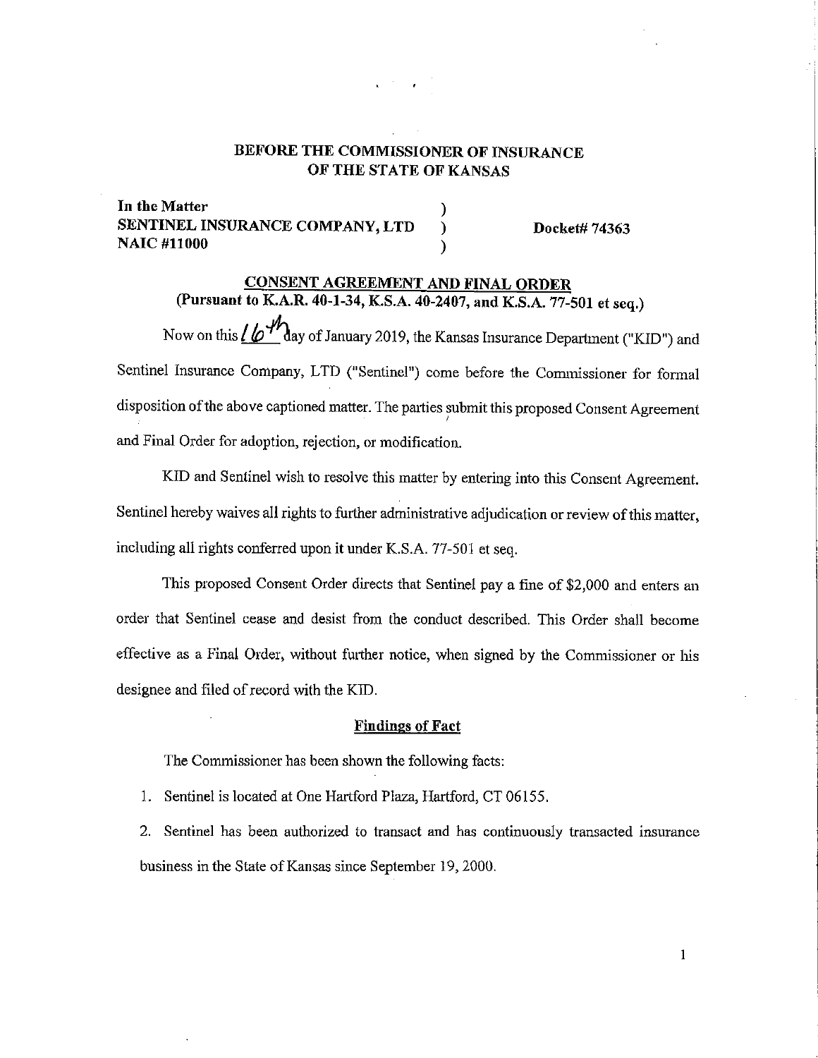**BEFORE THE COMMISSIONER OF INSURANCE**
**OF THE STATE OF KANSAS**

**In the Matter** )
**SENTINEL INSURANCE COMPANY, LTD** ) **Docket# 74363**
**NAIC #11000** )

## CONSENT AGREEMENT AND FINAL ORDER

**(Pursuant to K.A.R. 40-1-34, K.S.A. 40-2407, and K.S.A. 77-501 et seq.)**

Now on this 16th day of January 2019, the Kansas Insurance Department ("KID") and Sentinel Insurance Company, LTD ("Sentinel") come before the Commissioner for formal disposition of the above captioned matter. The parties submit this proposed Consent Agreement and Final Order for adoption, rejection, or modification.

KID and Sentinel wish to resolve this matter by entering into this Consent Agreement. Sentinel hereby waives all rights to further administrative adjudication or review of this matter, including all rights conferred upon it under K.S.A. 77-501 et seq.

This proposed Consent Order directs that Sentinel pay a fine of $2,000 and enters an order that Sentinel cease and desist from the conduct described. This Order shall become effective as a Final Order, without further notice, when signed by the Commissioner or his designee and filed of record with the KID.

### Findings of Fact

The Commissioner has been shown the following facts:

1. Sentinel is located at One Hartford Plaza, Hartford, CT 06155.
2. Sentinel has been authorized to transact and has continuously transacted insurance business in the State of Kansas since September 19, 2000.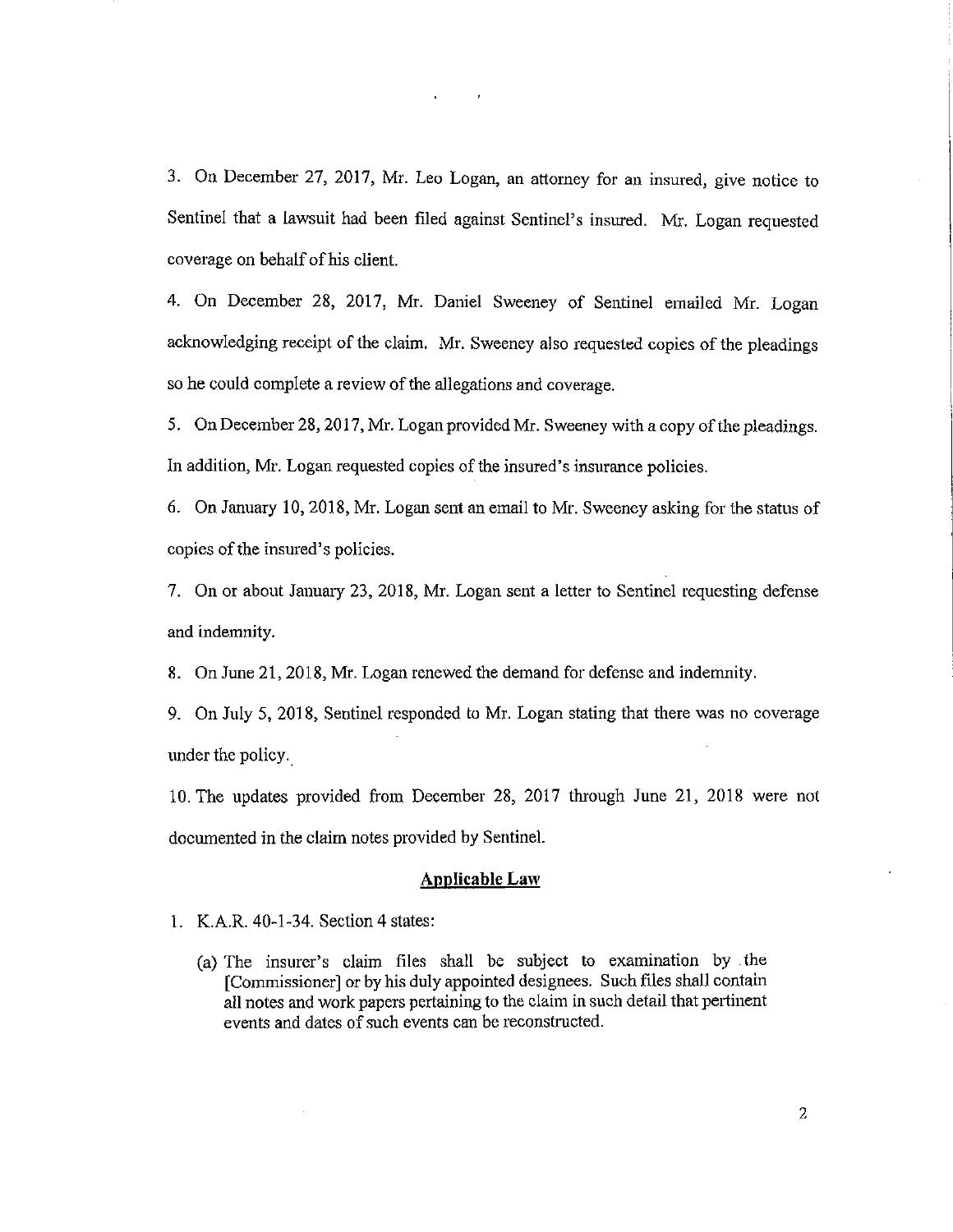3. On December 27, 2017, Mr. Leo Logan, an attorney for an insured, give notice to Sentinel that a lawsuit had been filed against Sentinel's insured. Mr. Logan requested coverage on behalf of his client.

4. On December 28, 2017, Mr. Daniel Sweeney of Sentinel emailed Mr. Logan acknowledging receipt of the claim. Mr. Sweeney also requested copies of the pleadings so he could complete a review of the allegations and coverage.

5. On December 28, 2017, Mr. Logan provided Mr. Sweeney with a copy of the pleadings. In addition, Mr. Logan requested copies of the insured's insurance policies.

6. On January 10, 2018, Mr. Logan sent an email to Mr. Sweeney asking for the status of copies of the insured's policies.

7. On or about January 23, 2018, Mr. Logan sent a letter to Sentinel requesting defense and indemnity.

8. On June 21, 2018, Mr. Logan renewed the demand for defense and indemnity.

9. On July 5, 2018, Sentinel responded to Mr. Logan stating that there was no coverage under the policy.

10. The updates provided from December 28, 2017 through June 21, 2018 were not documented in the claim notes provided by Sentinel.

## Applicable Law

1. K.A.R. 40-1-34. Section 4 states:

   (a) The insurer's claim files shall be subject to examination by the [Commissioner] or by his duly appointed designees. Such files shall contain all notes and work papers pertaining to the claim in such detail that pertinent events and dates of such events can be reconstructed.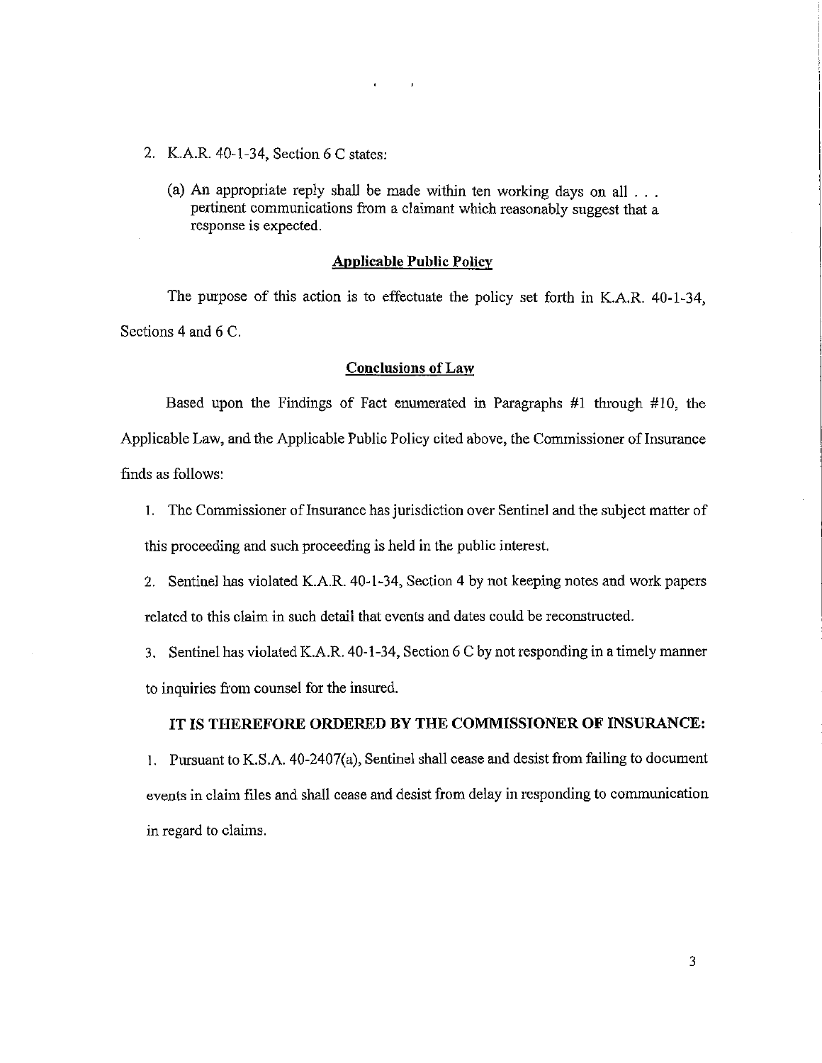2. K.A.R. 40-1-34, Section 6 C states:

   (a) An appropriate reply shall be made within ten working days on all . . . pertinent communications from a claimant which reasonably suggest that a response is expected.

## Applicable Public Policy

The purpose of this action is to effectuate the policy set forth in K.A.R. 40-1-34, Sections 4 and 6 C.

## Conclusions of Law

Based upon the Findings of Fact enumerated in Paragraphs #1 through #10, the Applicable Law, and the Applicable Public Policy cited above, the Commissioner of Insurance finds as follows:

1. The Commissioner of Insurance has jurisdiction over Sentinel and the subject matter of this proceeding and such proceeding is held in the public interest.

2. Sentinel has violated K.A.R. 40-1-34, Section 4 by not keeping notes and work papers related to this claim in such detail that events and dates could be reconstructed.

3. Sentinel has violated K.A.R. 40-1-34, Section 6 C by not responding in a timely manner to inquiries from counsel for the insured.

**IT IS THEREFORE ORDERED BY THE COMMISSIONER OF INSURANCE:**

1. Pursuant to K.S.A. 40-2407(a), Sentinel shall cease and desist from failing to document events in claim files and shall cease and desist from delay in responding to communication in regard to claims.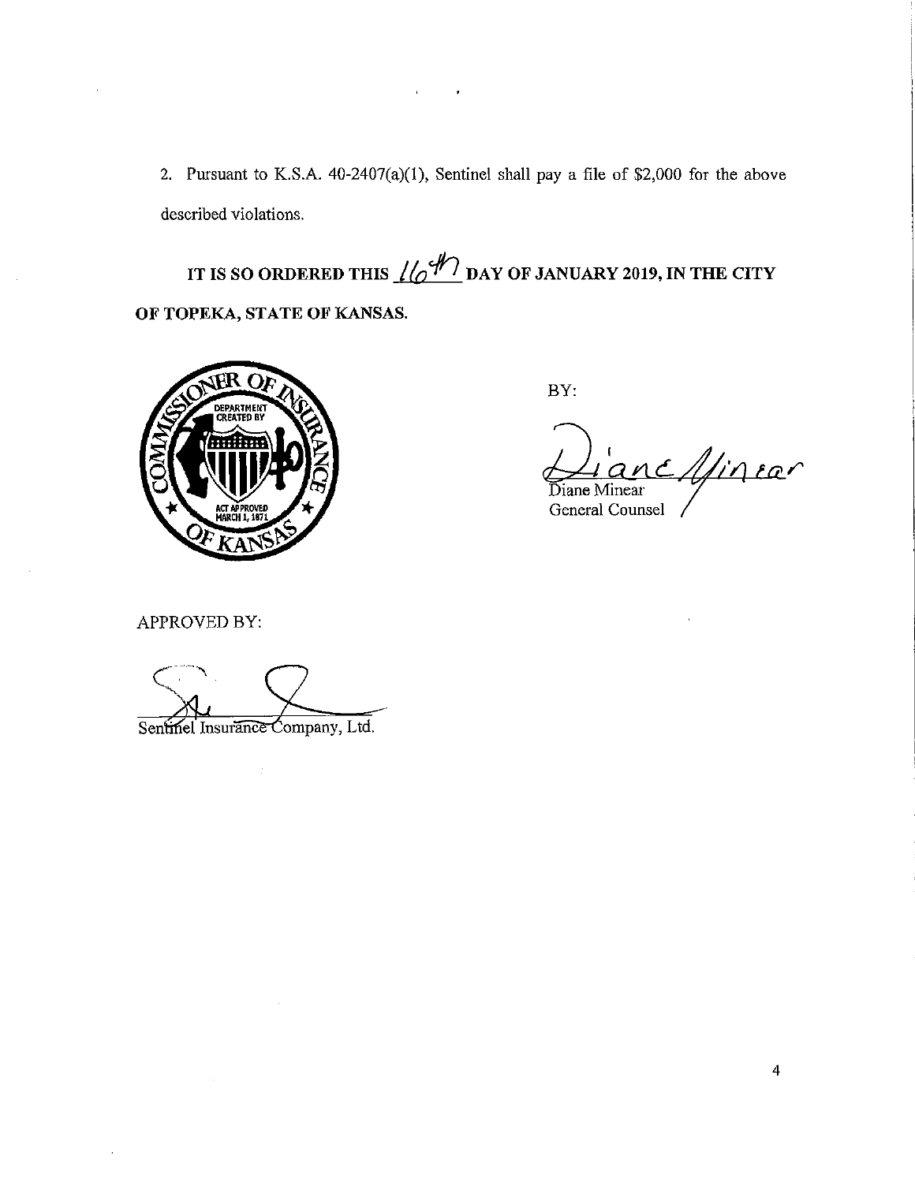2. Pursuant to K.S.A. 40-2407(a)(1), Sentinel shall pay a file of $2,000 for the above described violations.

**IT IS SO ORDERED THIS 16th DAY OF JANUARY 2019, IN THE CITY OF TOPEKA, STATE OF KANSAS.**

BY:

Diane Minear
General Counsel

APPROVED BY:

Sentinel Insurance Company, Ltd.